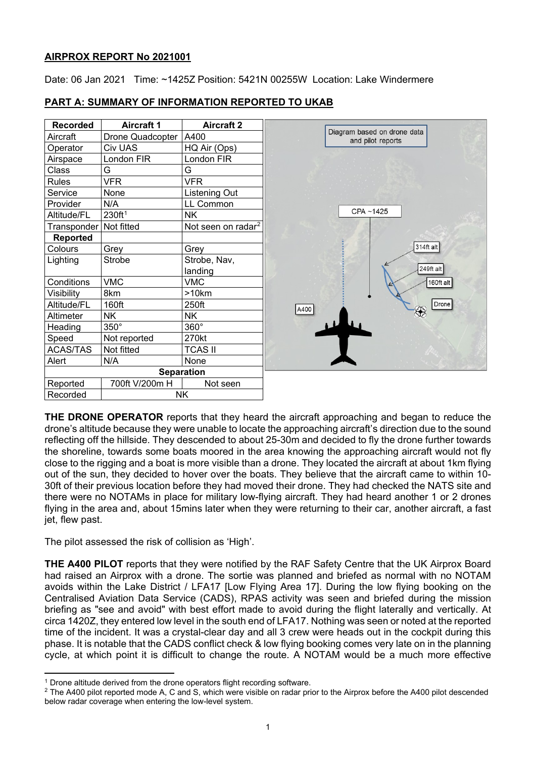**AIRPROX REPORT No 2021001**

Date: 06 Jan 2021 Time: ~1425Z Position: 5421N 00255W Location: Lake Windermere

**PART A: SUMMARY OF INFORMATION REPORTED TO UKAB**

| Recorded | Aircraft 1 | Aircraft 2 |
|---|---|---|
| Aircraft | Drone Quadcopter | A400 |
| Operator | Civ UAS | HQ Air (Ops) |
| Airspace | London FIR | London FIR |
| Class | G | G |
| Rules | VFR | VFR |
| Service | None | Listening Out |
| Provider | N/A | LL Common |
| Altitude/FL | 230ft[1] | NK |
| Transponder | Not fitted | Not seen on radar[2] |
| **Reported** | | |
| Colours | Grey | Grey |
| Lighting | Strobe | Strobe, Nav, landing |
| Conditions | VMC | VMC |
| Visibility | 8km | >10km |
| Altitude/FL | 160ft | 250ft |
| Altimeter | NK | NK |
| Heading | 350° | 360° |
| Speed | Not reported | 270kt |
| ACAS/TAS | Not fitted | TCAS II |
| Alert | N/A | None |
| **Separation** | | |
| Reported | 700ft V/200m H | Not seen |
| Recorded | NK | |

Diagram based on drone data and pilot reports

CPA ~1425

314ft alt

249ft alt

160ft alt

Drone

A400

**THE DRONE OPERATOR** reports that they heard the aircraft approaching and began to reduce the drone's altitude because they were unable to locate the approaching aircraft's direction due to the sound reflecting off the hillside. They descended to about 25-30m and decided to fly the drone further towards the shoreline, towards some boats moored in the area knowing the approaching aircraft would not fly close to the rigging and a boat is more visible than a drone. They located the aircraft at about 1km flying out of the sun, they decided to hover over the boats. They believe that the aircraft came to within 10-30ft of their previous location before they had moved their drone. They had checked the NATS site and there were no NOTAMs in place for military low-flying aircraft. They had heard another 1 or 2 drones flying in the area and, about 15mins later when they were returning to their car, another aircraft, a fast jet, flew past.

The pilot assessed the risk of collision as 'High'.

**THE A400 PILOT** reports that they were notified by the RAF Safety Centre that the UK Airprox Board had raised an Airprox with a drone. The sortie was planned and briefed as normal with no NOTAM avoids within the Lake District / LFA17 [Low Flying Area 17]. During the low flying booking on the Centralised Aviation Data Service (CADS), RPAS activity was seen and briefed during the mission briefing as "see and avoid" with best effort made to avoid during the flight laterally and vertically. At circa 1420Z, they entered low level in the south end of LFA17. Nothing was seen or noted at the reported time of the incident. It was a crystal-clear day and all 3 crew were heads out in the cockpit during this phase. It is notable that the CADS conflict check & low flying booking comes very late on in the planning cycle, at which point it is difficult to change the route. A NOTAM would be a much more effective

[1] Drone altitude derived from the drone operators flight recording software.

[2] The A400 pilot reported mode A, C and S, which were visible on radar prior to the Airprox before the A400 pilot descended below radar coverage when entering the low-level system.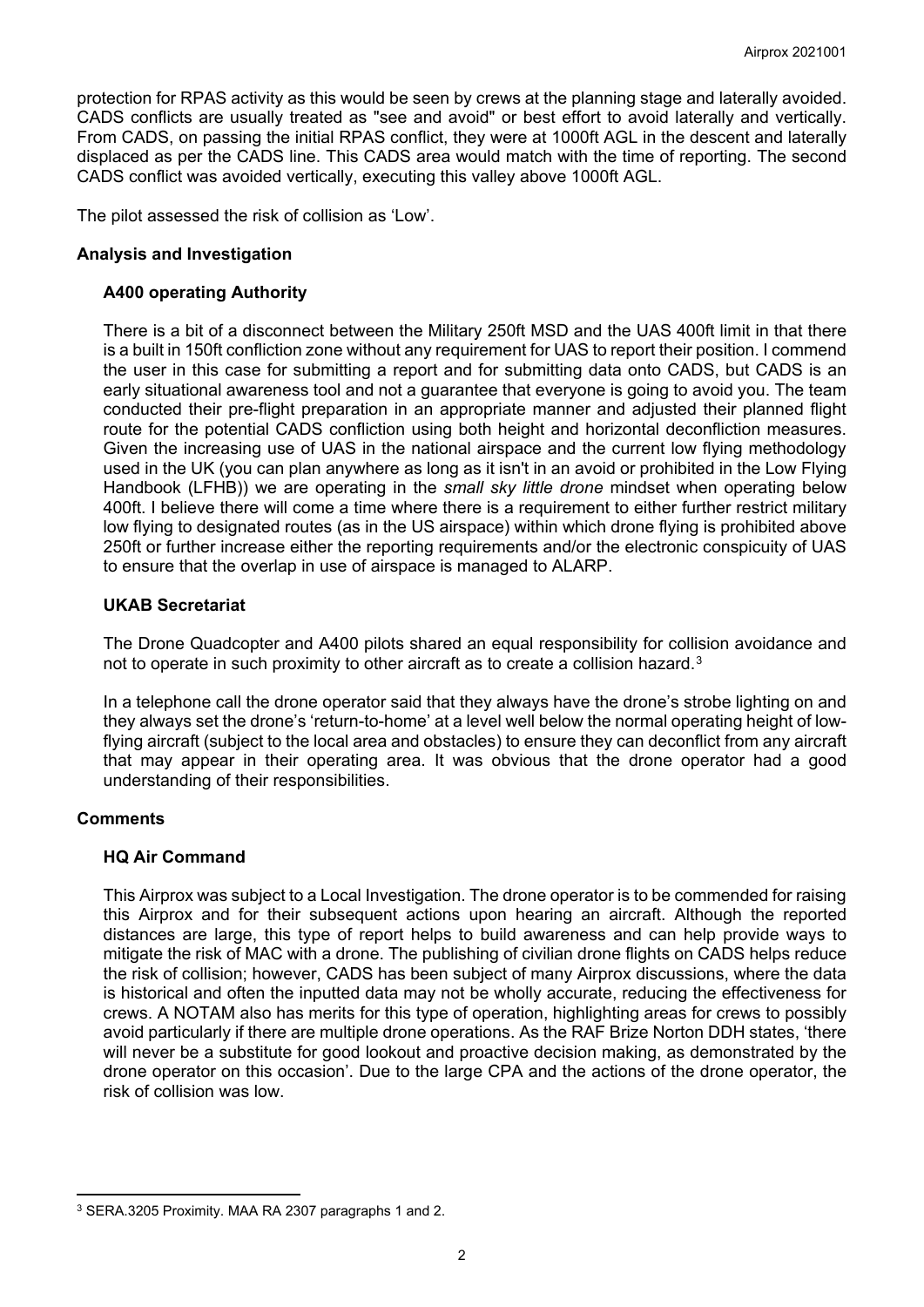protection for RPAS activity as this would be seen by crews at the planning stage and laterally avoided. CADS conflicts are usually treated as "see and avoid" or best effort to avoid laterally and vertically. From CADS, on passing the initial RPAS conflict, they were at 1000ft AGL in the descent and laterally displaced as per the CADS line. This CADS area would match with the time of reporting. The second CADS conflict was avoided vertically, executing this valley above 1000ft AGL.

The pilot assessed the risk of collision as 'Low'.

## Analysis and Investigation

### A400 operating Authority

There is a bit of a disconnect between the Military 250ft MSD and the UAS 400ft limit in that there is a built in 150ft confliction zone without any requirement for UAS to report their position. I commend the user in this case for submitting a report and for submitting data onto CADS, but CADS is an early situational awareness tool and not a guarantee that everyone is going to avoid you. The team conducted their pre-flight preparation in an appropriate manner and adjusted their planned flight route for the potential CADS confliction using both height and horizontal deconfliction measures. Given the increasing use of UAS in the national airspace and the current low flying methodology used in the UK (you can plan anywhere as long as it isn't in an avoid or prohibited in the Low Flying Handbook (LFHB)) we are operating in the *small sky little drone* mindset when operating below 400ft. I believe there will come a time where there is a requirement to either further restrict military low flying to designated routes (as in the US airspace) within which drone flying is prohibited above 250ft or further increase either the reporting requirements and/or the electronic conspicuity of UAS to ensure that the overlap in use of airspace is managed to ALARP.

### UKAB Secretariat

The Drone Quadcopter and A400 pilots shared an equal responsibility for collision avoidance and not to operate in such proximity to other aircraft as to create a collision hazard.[3]

In a telephone call the drone operator said that they always have the drone's strobe lighting on and they always set the drone's 'return-to-home' at a level well below the normal operating height of low-flying aircraft (subject to the local area and obstacles) to ensure they can deconflict from any aircraft that may appear in their operating area. It was obvious that the drone operator had a good understanding of their responsibilities.

## Comments

### HQ Air Command

This Airprox was subject to a Local Investigation. The drone operator is to be commended for raising this Airprox and for their subsequent actions upon hearing an aircraft. Although the reported distances are large, this type of report helps to build awareness and can help provide ways to mitigate the risk of MAC with a drone. The publishing of civilian drone flights on CADS helps reduce the risk of collision; however, CADS has been subject of many Airprox discussions, where the data is historical and often the inputted data may not be wholly accurate, reducing the effectiveness for crews. A NOTAM also has merits for this type of operation, highlighting areas for crews to possibly avoid particularly if there are multiple drone operations. As the RAF Brize Norton DDH states, 'there will never be a substitute for good lookout and proactive decision making, as demonstrated by the drone operator on this occasion'. Due to the large CPA and the actions of the drone operator, the risk of collision was low.

---

[3] SERA.3205 Proximity. MAA RA 2307 paragraphs 1 and 2.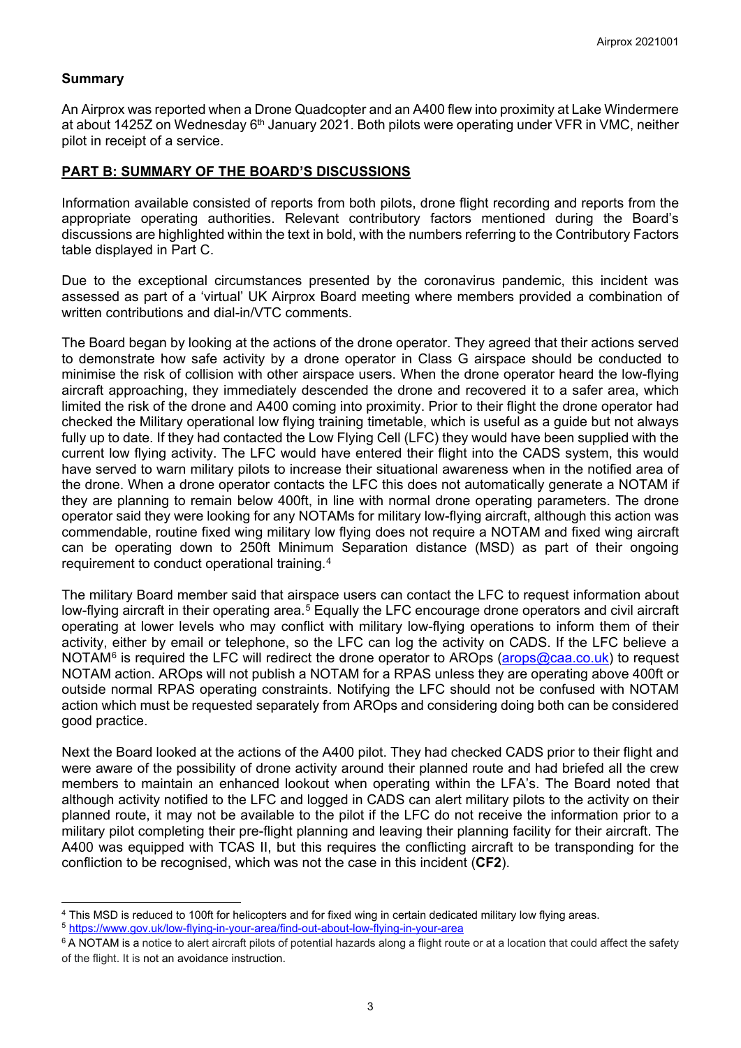**Summary**

An Airprox was reported when a Drone Quadcopter and an A400 flew into proximity at Lake Windermere at about 1425Z on Wednesday 6th January 2021. Both pilots were operating under VFR in VMC, neither pilot in receipt of a service.

**PART B: SUMMARY OF THE BOARD'S DISCUSSIONS**

Information available consisted of reports from both pilots, drone flight recording and reports from the appropriate operating authorities. Relevant contributory factors mentioned during the Board's discussions are highlighted within the text in bold, with the numbers referring to the Contributory Factors table displayed in Part C.

Due to the exceptional circumstances presented by the coronavirus pandemic, this incident was assessed as part of a 'virtual' UK Airprox Board meeting where members provided a combination of written contributions and dial-in/VTC comments.

The Board began by looking at the actions of the drone operator. They agreed that their actions served to demonstrate how safe activity by a drone operator in Class G airspace should be conducted to minimise the risk of collision with other airspace users. When the drone operator heard the low-flying aircraft approaching, they immediately descended the drone and recovered it to a safer area, which limited the risk of the drone and A400 coming into proximity. Prior to their flight the drone operator had checked the Military operational low flying training timetable, which is useful as a guide but not always fully up to date. If they had contacted the Low Flying Cell (LFC) they would have been supplied with the current low flying activity. The LFC would have entered their flight into the CADS system, this would have served to warn military pilots to increase their situational awareness when in the notified area of the drone. When a drone operator contacts the LFC this does not automatically generate a NOTAM if they are planning to remain below 400ft, in line with normal drone operating parameters. The drone operator said they were looking for any NOTAMs for military low-flying aircraft, although this action was commendable, routine fixed wing military low flying does not require a NOTAM and fixed wing aircraft can be operating down to 250ft Minimum Separation distance (MSD) as part of their ongoing requirement to conduct operational training.[4]

The military Board member said that airspace users can contact the LFC to request information about low-flying aircraft in their operating area.[5] Equally the LFC encourage drone operators and civil aircraft operating at lower levels who may conflict with military low-flying operations to inform them of their activity, either by email or telephone, so the LFC can log the activity on CADS. If the LFC believe a NOTAM[6] is required the LFC will redirect the drone operator to AROps (arops@caa.co.uk) to request NOTAM action. AROps will not publish a NOTAM for a RPAS unless they are operating above 400ft or outside normal RPAS operating constraints. Notifying the LFC should not be confused with NOTAM action which must be requested separately from AROps and considering doing both can be considered good practice.

Next the Board looked at the actions of the A400 pilot. They had checked CADS prior to their flight and were aware of the possibility of drone activity around their planned route and had briefed all the crew members to maintain an enhanced lookout when operating within the LFA's. The Board noted that although activity notified to the LFC and logged in CADS can alert military pilots to the activity on their planned route, it may not be available to the pilot if the LFC do not receive the information prior to a military pilot completing their pre-flight planning and leaving their planning facility for their aircraft. The A400 was equipped with TCAS II, but this requires the conflicting aircraft to be transponding for the confliction to be recognised, which was not the case in this incident (**CF2**).

---

[4] This MSD is reduced to 100ft for helicopters and for fixed wing in certain dedicated military low flying areas.

[5] https://www.gov.uk/low-flying-in-your-area/find-out-about-low-flying-in-your-area

[6] A NOTAM is a notice to alert aircraft pilots of potential hazards along a flight route or at a location that could affect the safety of the flight. It is not an avoidance instruction.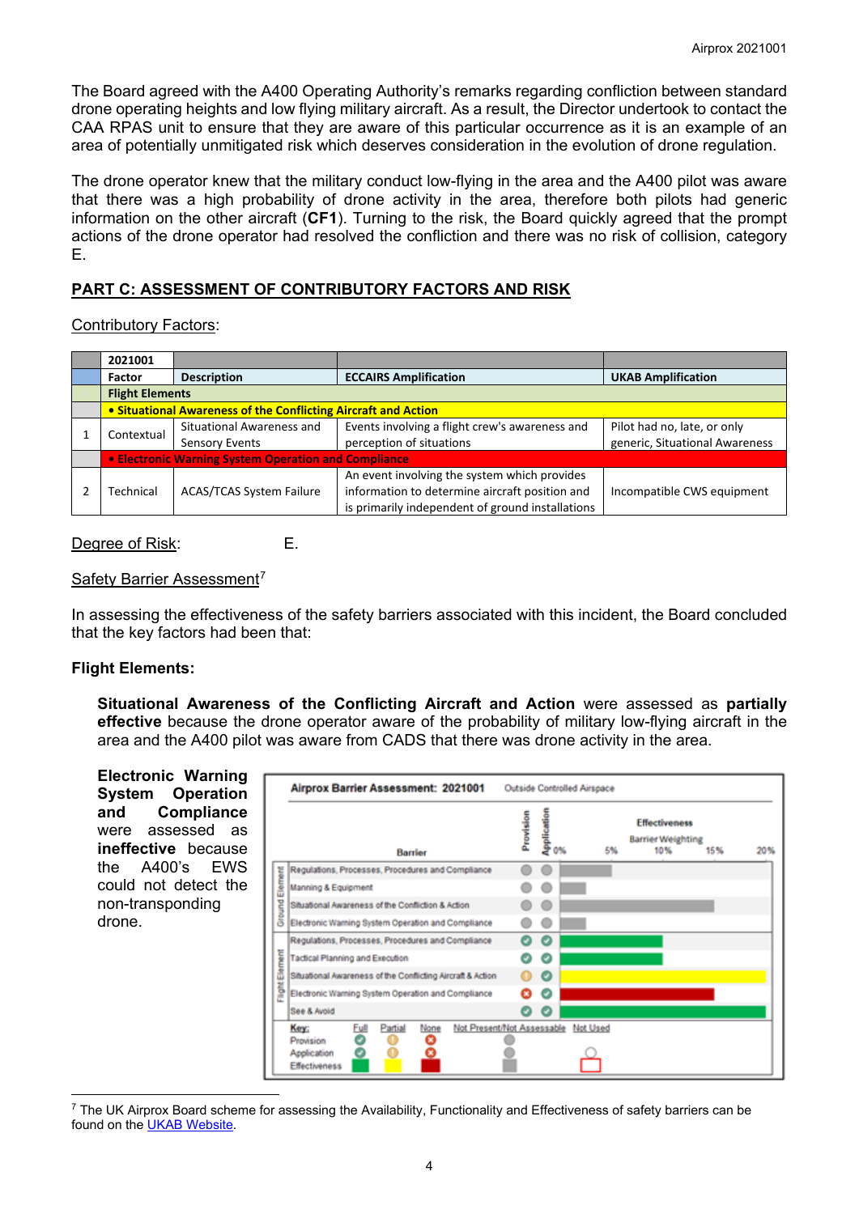The Board agreed with the A400 Operating Authority's remarks regarding confliction between standard drone operating heights and low flying military aircraft. As a result, the Director undertook to contact the CAA RPAS unit to ensure that they are aware of this particular occurrence as it is an example of an area of potentially unmitigated risk which deserves consideration in the evolution of drone regulation.

The drone operator knew that the military conduct low-flying in the area and the A400 pilot was aware that there was a high probability of drone activity in the area, therefore both pilots had generic information on the other aircraft (**CF1**). Turning to the risk, the Board quickly agreed that the prompt actions of the drone operator had resolved the confliction and there was no risk of collision, category E.

## PART C: ASSESSMENT OF CONTRIBUTORY FACTORS AND RISK

Contributory Factors:

| | 2021001 | | | |
|---|---|---|---|---|
| | **Factor** | **Description** | **ECCAIRS Amplification** | **UKAB Amplification** |
| | **Flight Elements** | | | |
| | **• Situational Awareness of the Conflicting Aircraft and Action** | | | |
| 1 | Contextual | Situational Awareness and Sensory Events | Events involving a flight crew's awareness and perception of situations | Pilot had no, late, or only generic, Situational Awareness |
| | **• Electronic Warning System Operation and Compliance** | | | |
| 2 | Technical | ACAS/TCAS System Failure | An event involving the system which provides information to determine aircraft position and is primarily independent of ground installations | Incompatible CWS equipment |

Degree of Risk: E.

Safety Barrier Assessment[7]

In assessing the effectiveness of the safety barriers associated with this incident, the Board concluded that the key factors had been that:

**Flight Elements:**

**Situational Awareness of the Conflicting Aircraft and Action** were assessed as **partially effective** because the drone operator aware of the probability of military low-flying aircraft in the area and the A400 pilot was aware from CADS that there was drone activity in the area.

**Electronic Warning System Operation and Compliance** were assessed as **ineffective** because the A400's EWS could not detect the non-transponding drone.

Airprox Barrier Assessment: 2021001
Outside Controlled Airspace
Barrier
Provision
Application
Effectiveness
Barrier Weighting
0% 5% 10% 15% 20%
Ground Element
Regulations, Processes, Procedures and Compliance
Manning & Equipment
Situational Awareness of the Confliction & Action
Electronic Warning System Operation and Compliance
Flight Element
Regulations, Processes, Procedures and Compliance
Tactical Planning and Execution
Situational Awareness of the Conflicting Aircraft & Action
Electronic Warning System Operation and Compliance
See & Avoid
Key: Full Partial None Not Present/Not Assessable Not Used
Provision
Application
Effectiveness

[7] The UK Airprox Board scheme for assessing the Availability, Functionality and Effectiveness of safety barriers can be found on the UKAB Website.